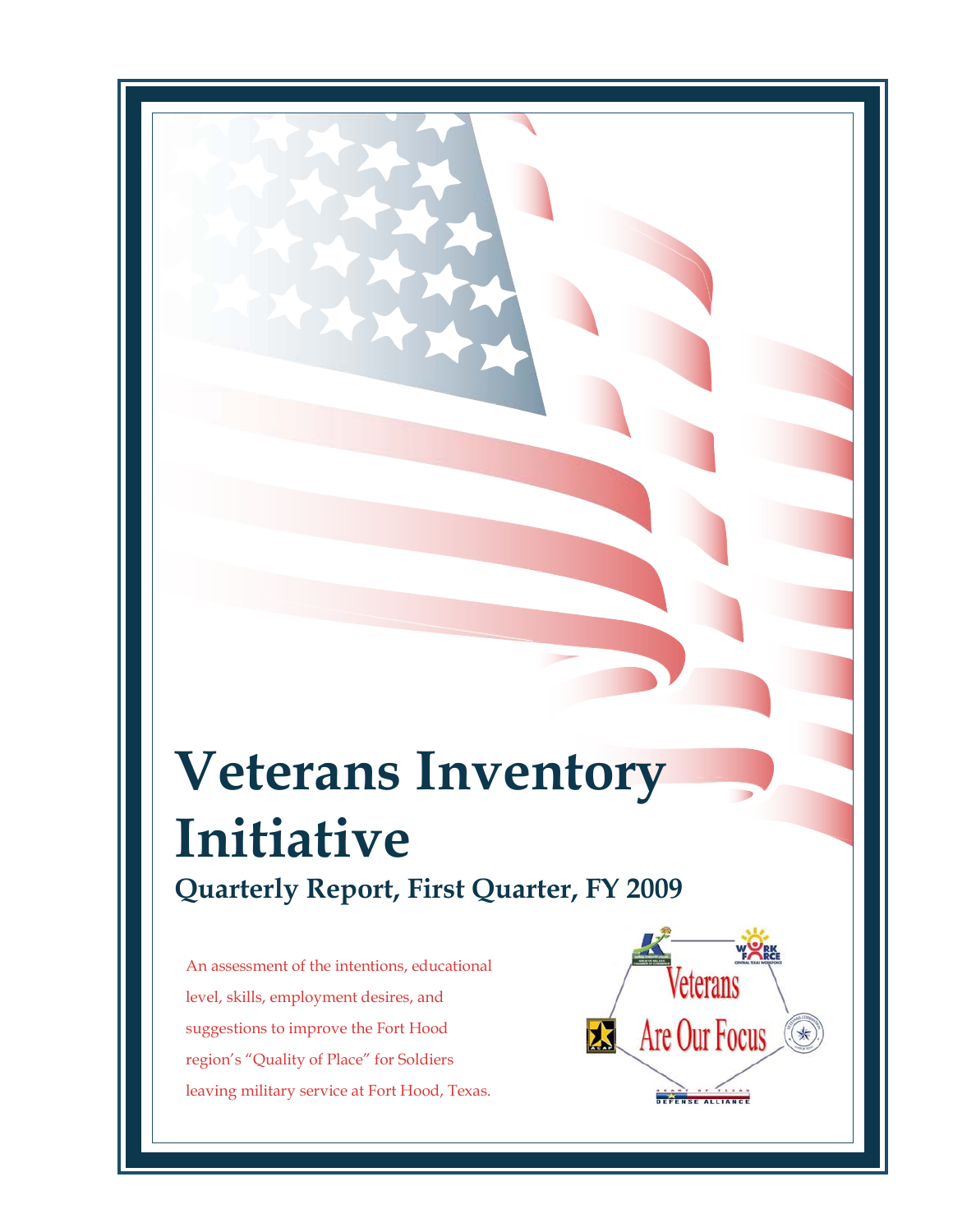# Veterans Inventory Initiative

## Quarterly Report, First Quarter, FY 2009

An assessment of the intentions, educational level, skills, employment desires, and suggestions to improve the Fort Hood region's "Quality of Place" for Soldiers leaving military service at Fort Hood, Texas.

Veterans Are Our Focus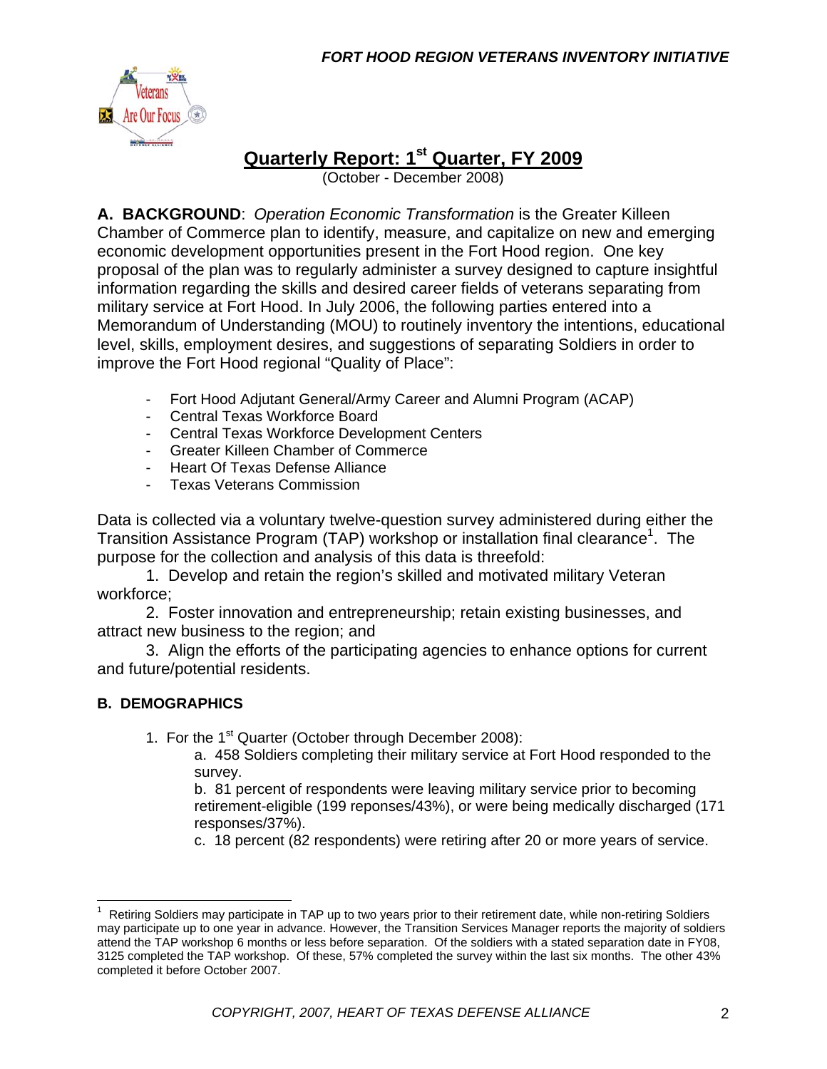## Quarterly Report: 1st Quarter, FY 2009

(October - December 2008)

**A. BACKGROUND**: *Operation Economic Transformation* is the Greater Killeen Chamber of Commerce plan to identify, measure, and capitalize on new and emerging economic development opportunities present in the Fort Hood region. One key proposal of the plan was to regularly administer a survey designed to capture insightful information regarding the skills and desired career fields of veterans separating from military service at Fort Hood. In July 2006, the following parties entered into a Memorandum of Understanding (MOU) to routinely inventory the intentions, educational level, skills, employment desires, and suggestions of separating Soldiers in order to improve the Fort Hood regional "Quality of Place":

- Fort Hood Adjutant General/Army Career and Alumni Program (ACAP)
- Central Texas Workforce Board
- Central Texas Workforce Development Centers
- Greater Killeen Chamber of Commerce
- Heart Of Texas Defense Alliance
- Texas Veterans Commission

Data is collected via a voluntary twelve-question survey administered during either the Transition Assistance Program (TAP) workshop or installation final clearance[1]. The purpose for the collection and analysis of this data is threefold:

1. Develop and retain the region's skilled and motivated military Veteran workforce;
2. Foster innovation and entrepreneurship; retain existing businesses, and attract new business to the region; and
3. Align the efforts of the participating agencies to enhance options for current and future/potential residents.

**B. DEMOGRAPHICS**

1. For the 1st Quarter (October through December 2008):
   a. 458 Soldiers completing their military service at Fort Hood responded to the survey.
   b. 81 percent of respondents were leaving military service prior to becoming retirement-eligible (199 reponses/43%), or were being medically discharged (171 responses/37%).
   c. 18 percent (82 respondents) were retiring after 20 or more years of service.

[1] Retiring Soldiers may participate in TAP up to two years prior to their retirement date, while non-retiring Soldiers may participate up to one year in advance. However, the Transition Services Manager reports the majority of soldiers attend the TAP workshop 6 months or less before separation. Of the soldiers with a stated separation date in FY08, 3125 completed the TAP workshop. Of these, 57% completed the survey within the last six months. The other 43% completed it before October 2007.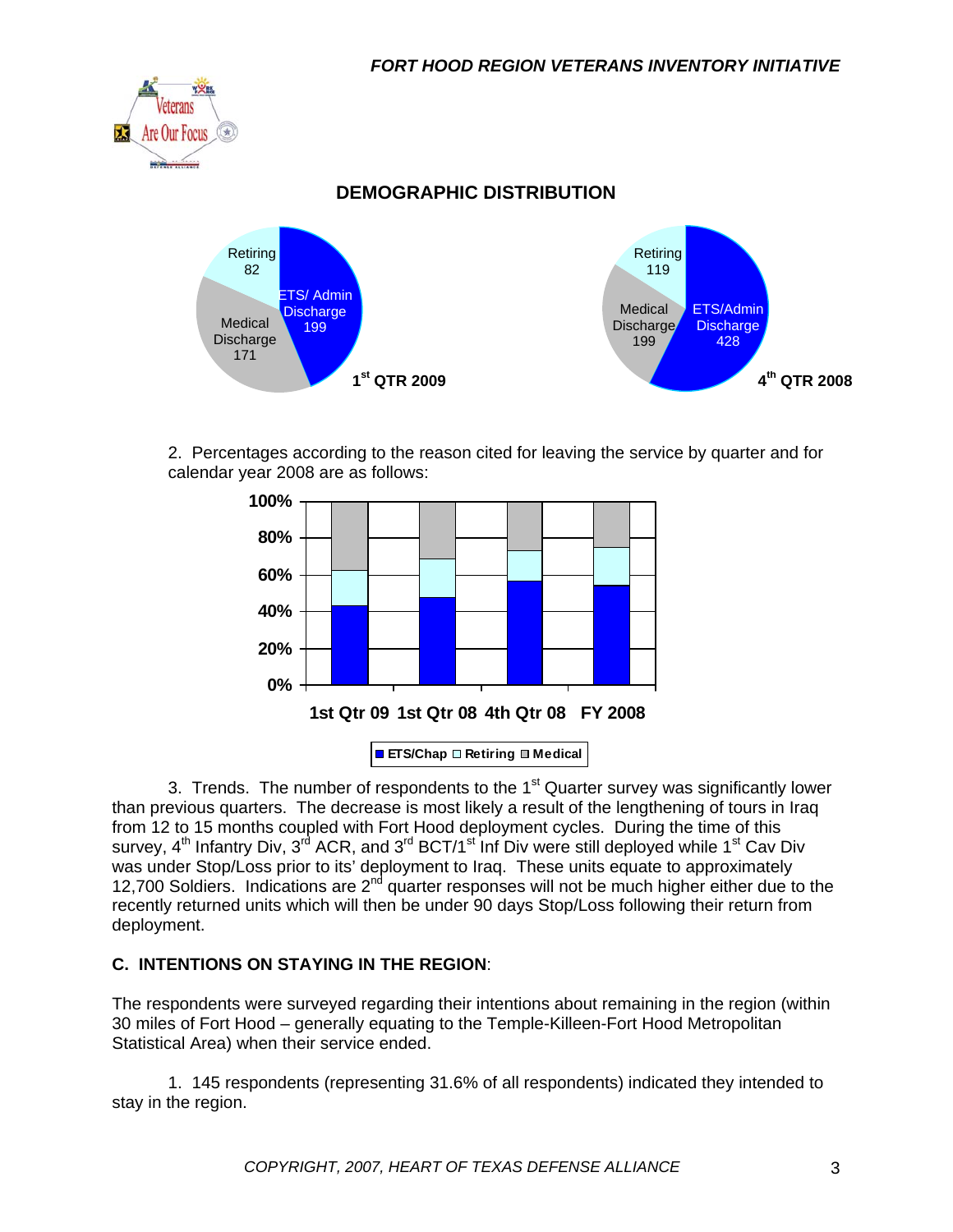## DEMOGRAPHIC DISTRIBUTION

Retiring 82
ETS/ Admin Discharge 199
Medical Discharge 171
1st QTR 2009

Retiring 119
Medical Discharge 199
ETS/Admin Discharge 428
4th QTR 2008

2. Percentages according to the reason cited for leaving the service by quarter and for calendar year 2008 are as follows:

100%
80%
60%
40%
20%
0%

1st Qtr 09 1st Qtr 08 4th Qtr 08 FY 2008

ETS/Chap Retiring Medical

3. Trends. The number of respondents to the 1st Quarter survey was significantly lower than previous quarters. The decrease is most likely a result of the lengthening of tours in Iraq from 12 to 15 months coupled with Fort Hood deployment cycles. During the time of this survey, 4th Infantry Div, 3rd ACR, and 3rd BCT/1st Inf Div were still deployed while 1st Cav Div was under Stop/Loss prior to its' deployment to Iraq. These units equate to approximately 12,700 Soldiers. Indications are 2nd quarter responses will not be much higher either due to the recently returned units which will then be under 90 days Stop/Loss following their return from deployment.

**C. INTENTIONS ON STAYING IN THE REGION**:

The respondents were surveyed regarding their intentions about remaining in the region (within 30 miles of Fort Hood – generally equating to the Temple-Killeen-Fort Hood Metropolitan Statistical Area) when their service ended.

1. 145 respondents (representing 31.6% of all respondents) indicated they intended to stay in the region.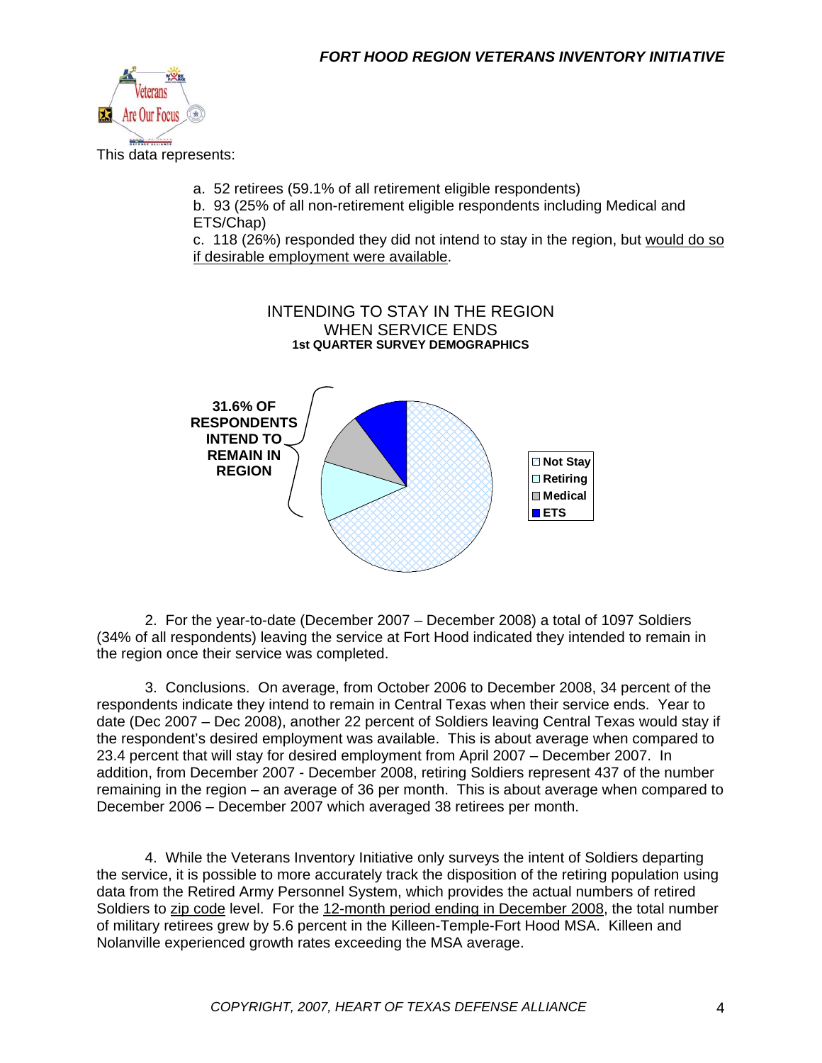This data represents:

a. 52 retirees (59.1% of all retirement eligible respondents)
b. 93 (25% of all non-retirement eligible respondents including Medical and ETS/Chap)
c. 118 (26%) responded they did not intend to stay in the region, but <u>would do so if desirable employment were available</u>.

INTENDING TO STAY IN THE REGION WHEN SERVICE ENDS
**1st QUARTER SURVEY DEMOGRAPHICS**

**31.6% OF RESPONDENTS INTEND TO REMAIN IN REGION**

- Not Stay
- Retiring
- Medical
- ETS

2. For the year-to-date (December 2007 – December 2008) a total of 1097 Soldiers (34% of all respondents) leaving the service at Fort Hood indicated they intended to remain in the region once their service was completed.

3. Conclusions. On average, from October 2006 to December 2008, 34 percent of the respondents indicate they intend to remain in Central Texas when their service ends. Year to date (Dec 2007 – Dec 2008), another 22 percent of Soldiers leaving Central Texas would stay if the respondent's desired employment was available. This is about average when compared to 23.4 percent that will stay for desired employment from April 2007 – December 2007. In addition, from December 2007 - December 2008, retiring Soldiers represent 437 of the number remaining in the region – an average of 36 per month. This is about average when compared to December 2006 – December 2007 which averaged 38 retirees per month.

4. While the Veterans Inventory Initiative only surveys the intent of Soldiers departing the service, it is possible to more accurately track the disposition of the retiring population using data from the Retired Army Personnel System, which provides the actual numbers of retired Soldiers to <u>zip code</u> level. For the <u>12-month period ending in December 2008</u>, the total number of military retirees grew by 5.6 percent in the Killeen-Temple-Fort Hood MSA. Killeen and Nolanville experienced growth rates exceeding the MSA average.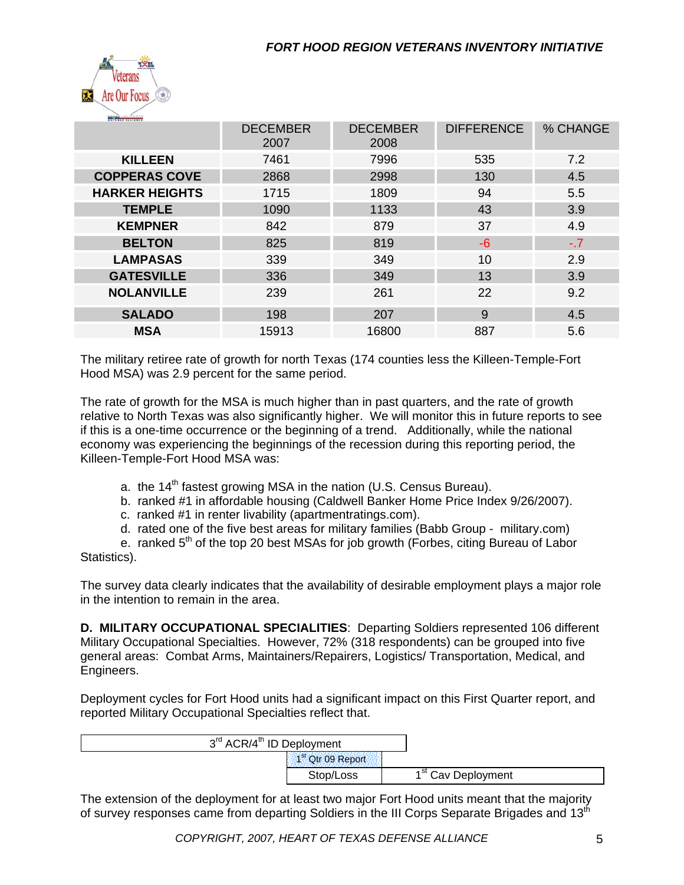| | DECEMBER 2007 | DECEMBER 2008 | DIFFERENCE | % CHANGE |
|---|---|---|---|---|
| **KILLEEN** | 7461 | 7996 | 535 | 7.2 |
| **COPPERAS COVE** | 2868 | 2998 | 130 | 4.5 |
| **HARKER HEIGHTS** | 1715 | 1809 | 94 | 5.5 |
| **TEMPLE** | 1090 | 1133 | 43 | 3.9 |
| **KEMPNER** | 842 | 879 | 37 | 4.9 |
| **BELTON** | 825 | 819 | -6 | -.7 |
| **LAMPASAS** | 339 | 349 | 10 | 2.9 |
| **GATESVILLE** | 336 | 349 | 13 | 3.9 |
| **NOLANVILLE** | 239 | 261 | 22 | 9.2 |
| **SALADO** | 198 | 207 | 9 | 4.5 |
| **MSA** | 15913 | 16800 | 887 | 5.6 |

The military retiree rate of growth for north Texas (174 counties less the Killeen-Temple-Fort Hood MSA) was 2.9 percent for the same period.

The rate of growth for the MSA is much higher than in past quarters, and the rate of growth relative to North Texas was also significantly higher. We will monitor this in future reports to see if this is a one-time occurrence or the beginning of a trend. Additionally, while the national economy was experiencing the beginnings of the recession during this reporting period, the Killeen-Temple-Fort Hood MSA was:

a. the 14th fastest growing MSA in the nation (U.S. Census Bureau).
b. ranked #1 in affordable housing (Caldwell Banker Home Price Index 9/26/2007).
c. ranked #1 in renter livability (apartmentratings.com).
d. rated one of the five best areas for military families (Babb Group - military.com)
e. ranked 5th of the top 20 best MSAs for job growth (Forbes, citing Bureau of Labor Statistics).

The survey data clearly indicates that the availability of desirable employment plays a major role in the intention to remain in the area.

**D. MILITARY OCCUPATIONAL SPECIALITIES**: Departing Soldiers represented 106 different Military Occupational Specialties. However, 72% (318 respondents) can be grouped into five general areas: Combat Arms, Maintainers/Repairers, Logistics/ Transportation, Medical, and Engineers.

Deployment cycles for Fort Hood units had a significant impact on this First Quarter report, and reported Military Occupational Specialties reflect that.

| 3rd ACR/4th ID Deployment | | |
|---|---|---|
| | 1st Qtr 09 Report | |
| | Stop/Loss | 1st Cav Deployment |

The extension of the deployment for at least two major Fort Hood units meant that the majority of survey responses came from departing Soldiers in the III Corps Separate Brigades and 13th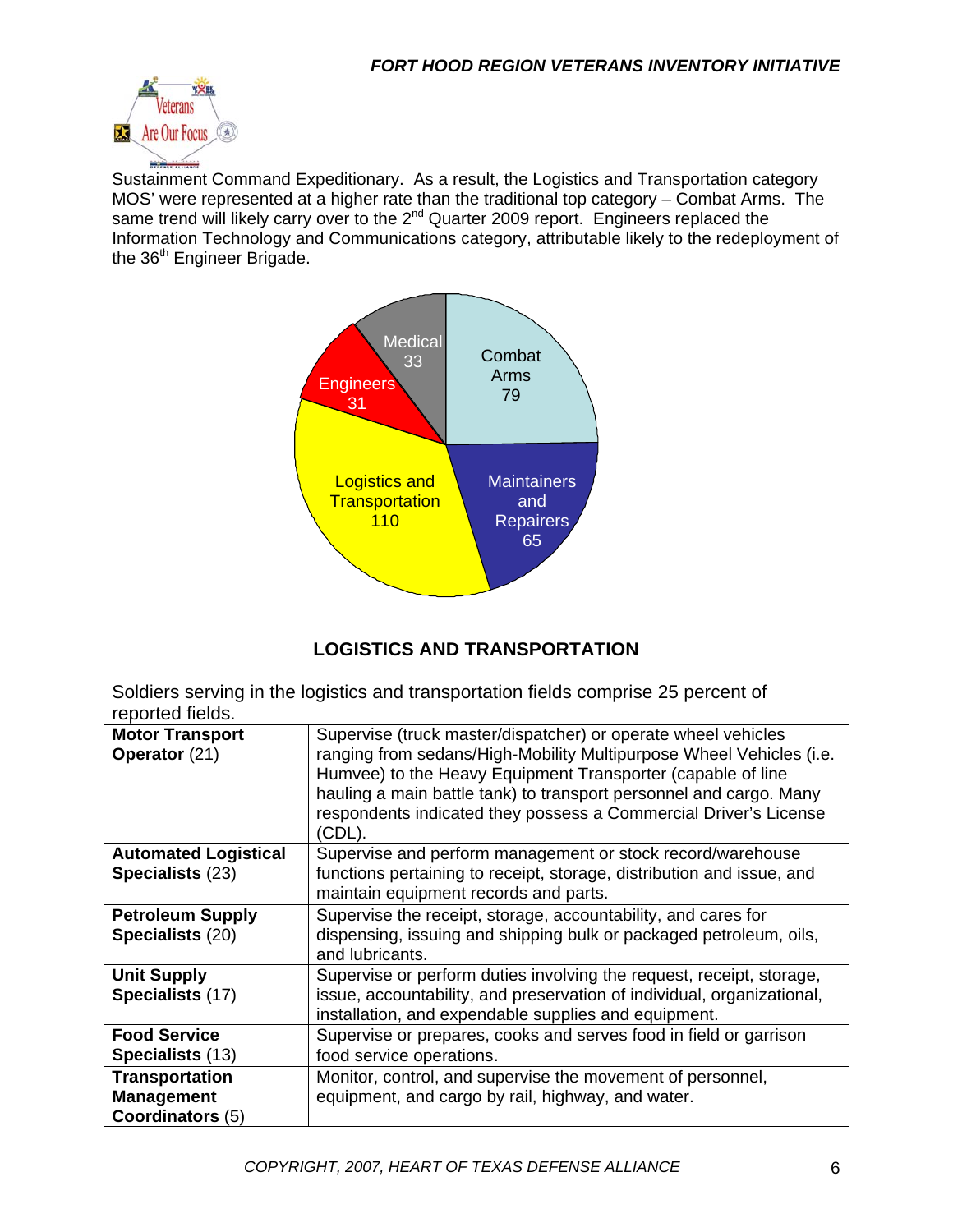Sustainment Command Expeditionary. As a result, the Logistics and Transportation category MOS' were represented at a higher rate than the traditional top category – Combat Arms. The same trend will likely carry over to the 2nd Quarter 2009 report. Engineers replaced the Information Technology and Communications category, attributable likely to the redeployment of the 36th Engineer Brigade.

Combat Arms 79

Maintainers and Repairers 65

Logistics and Transportation 110

Engineers 31

Medical 33

## LOGISTICS AND TRANSPORTATION

Soldiers serving in the logistics and transportation fields comprise 25 percent of reported fields.

| | |
|---|---|
| **Motor Transport Operator** (21) | Supervise (truck master/dispatcher) or operate wheel vehicles ranging from sedans/High-Mobility Multipurpose Wheel Vehicles (i.e. Humvee) to the Heavy Equipment Transporter (capable of line hauling a main battle tank) to transport personnel and cargo. Many respondents indicated they possess a Commercial Driver's License (CDL). |
| **Automated Logistical Specialists** (23) | Supervise and perform management or stock record/warehouse functions pertaining to receipt, storage, distribution and issue, and maintain equipment records and parts. |
| **Petroleum Supply Specialists** (20) | Supervise the receipt, storage, accountability, and cares for dispensing, issuing and shipping bulk or packaged petroleum, oils, and lubricants. |
| **Unit Supply Specialists** (17) | Supervise or perform duties involving the request, receipt, storage, issue, accountability, and preservation of individual, organizational, installation, and expendable supplies and equipment. |
| **Food Service Specialists** (13) | Supervise or prepares, cooks and serves food in field or garrison food service operations. |
| **Transportation Management Coordinators** (5) | Monitor, control, and supervise the movement of personnel, equipment, and cargo by rail, highway, and water. |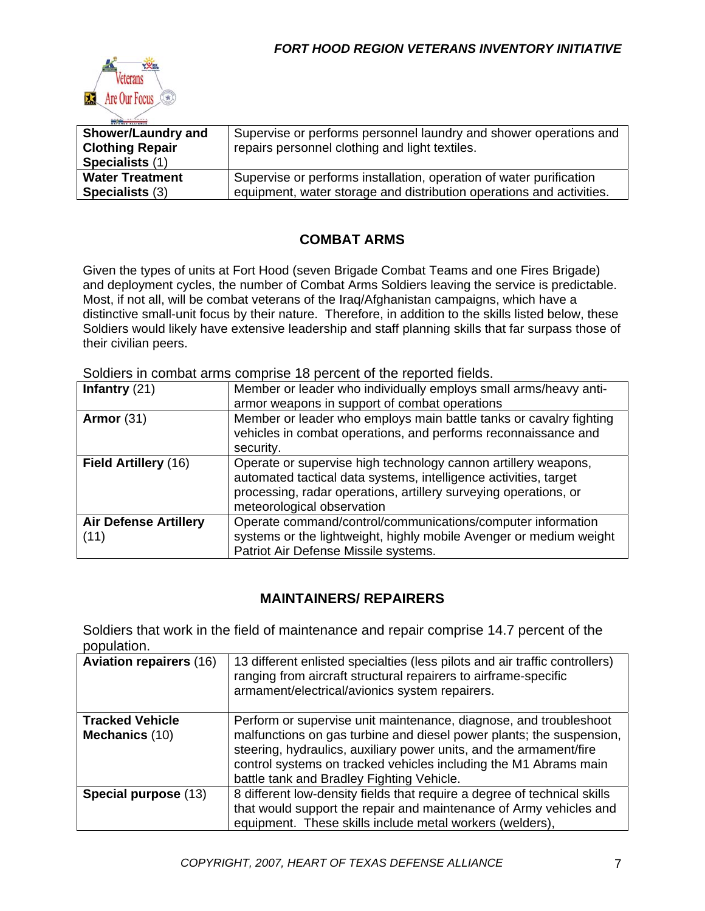| Shower/Laundry and Clothing Repair Specialists (1) | Supervise or performs personnel laundry and shower operations and repairs personnel clothing and light textiles. |
|---|---|
| **Water Treatment Specialists** (3) | Supervise or performs installation, operation of water purification equipment, water storage and distribution operations and activities. |

## COMBAT ARMS

Given the types of units at Fort Hood (seven Brigade Combat Teams and one Fires Brigade) and deployment cycles, the number of Combat Arms Soldiers leaving the service is predictable. Most, if not all, will be combat veterans of the Iraq/Afghanistan campaigns, which have a distinctive small-unit focus by their nature. Therefore, in addition to the skills listed below, these Soldiers would likely have extensive leadership and staff planning skills that far surpass those of their civilian peers.

Soldiers in combat arms comprise 18 percent of the reported fields.

| Infantry (21) | Member or leader who individually employs small arms/heavy anti-armor weapons in support of combat operations |
|---|---|
| **Armor** (31) | Member or leader who employs main battle tanks or cavalry fighting vehicles in combat operations, and performs reconnaissance and security. |
| **Field Artillery** (16) | Operate or supervise high technology cannon artillery weapons, automated tactical data systems, intelligence activities, target processing, radar operations, artillery surveying operations, or meteorological observation |
| **Air Defense Artillery** (11) | Operate command/control/communications/computer information systems or the lightweight, highly mobile Avenger or medium weight Patriot Air Defense Missile systems. |

## MAINTAINERS/ REPAIRERS

Soldiers that work in the field of maintenance and repair comprise 14.7 percent of the population.

| Aviation repairers (16) | 13 different enlisted specialties (less pilots and air traffic controllers) ranging from aircraft structural repairers to airframe-specific armament/electrical/avionics system repairers. |
|---|---|
| **Tracked Vehicle Mechanics** (10) | Perform or supervise unit maintenance, diagnose, and troubleshoot malfunctions on gas turbine and diesel power plants; the suspension, steering, hydraulics, auxiliary power units, and the armament/fire control systems on tracked vehicles including the M1 Abrams main battle tank and Bradley Fighting Vehicle. |
| **Special purpose** (13) | 8 different low-density fields that require a degree of technical skills that would support the repair and maintenance of Army vehicles and equipment. These skills include metal workers (welders), |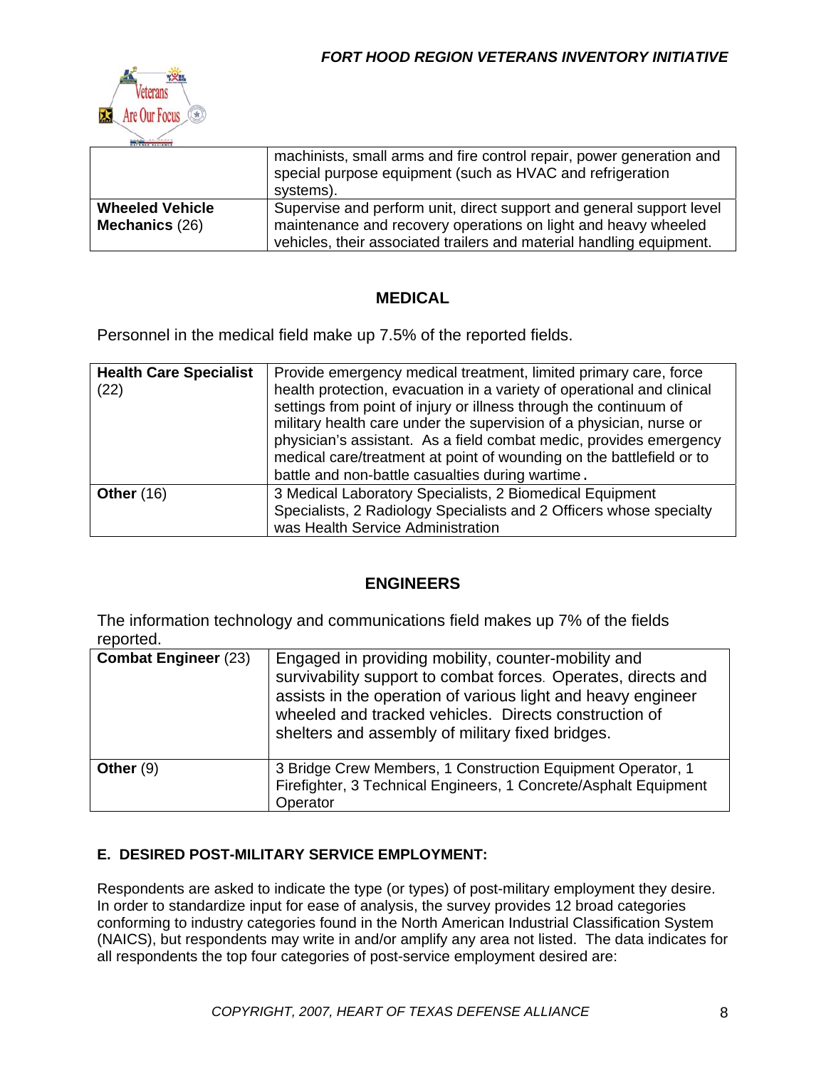| | |
|---|---|
| | machinists, small arms and fire control repair, power generation and special purpose equipment (such as HVAC and refrigeration systems). |
| **Wheeled Vehicle Mechanics** (26) | Supervise and perform unit, direct support and general support level maintenance and recovery operations on light and heavy wheeled vehicles, their associated trailers and material handling equipment. |

## MEDICAL

Personnel in the medical field make up 7.5% of the reported fields.

| | |
|---|---|
| **Health Care Specialist** (22) | Provide emergency medical treatment, limited primary care, force health protection, evacuation in a variety of operational and clinical settings from point of injury or illness through the continuum of military health care under the supervision of a physician, nurse or physician's assistant. As a field combat medic, provides emergency medical care/treatment at point of wounding on the battlefield or to battle and non-battle casualties during wartime. |
| **Other** (16) | 3 Medical Laboratory Specialists, 2 Biomedical Equipment Specialists, 2 Radiology Specialists and 2 Officers whose specialty was Health Service Administration |

## ENGINEERS

The information technology and communications field makes up 7% of the fields reported.

| | |
|---|---|
| **Combat Engineer** (23) | Engaged in providing mobility, counter-mobility and survivability support to combat forces. Operates, directs and assists in the operation of various light and heavy engineer wheeled and tracked vehicles. Directs construction of shelters and assembly of military fixed bridges. |
| **Other** (9) | 3 Bridge Crew Members, 1 Construction Equipment Operator, 1 Firefighter, 3 Technical Engineers, 1 Concrete/Asphalt Equipment Operator |

### E. DESIRED POST-MILITARY SERVICE EMPLOYMENT:

Respondents are asked to indicate the type (or types) of post-military employment they desire. In order to standardize input for ease of analysis, the survey provides 12 broad categories conforming to industry categories found in the North American Industrial Classification System (NAICS), but respondents may write in and/or amplify any area not listed. The data indicates for all respondents the top four categories of post-service employment desired are: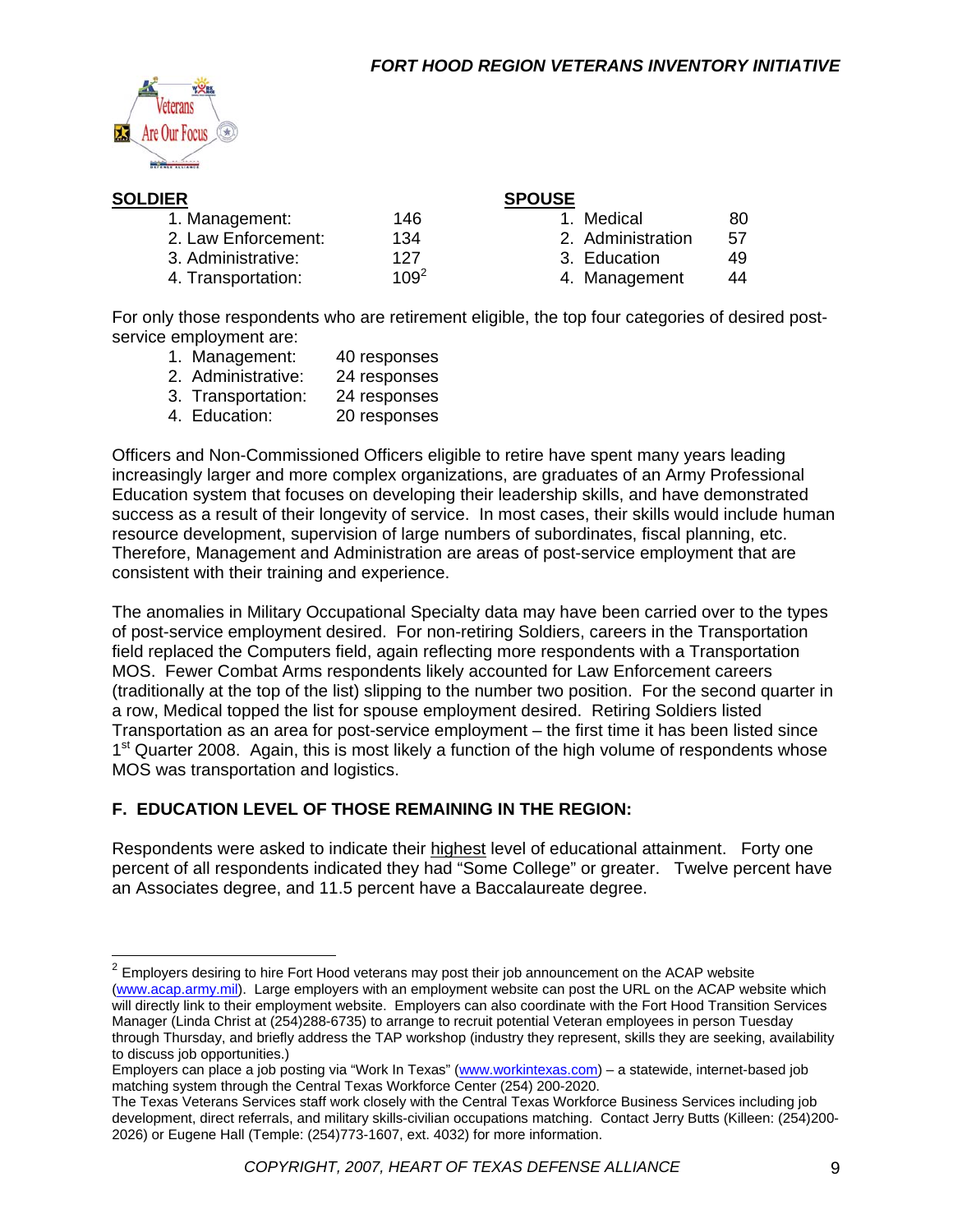| **SOLDIER** | | **SPOUSE** | |
|---|---|---|---|
| 1. Management: | 146 | 1. Medical | 80 |
| 2. Law Enforcement: | 134 | 2. Administration | 57 |
| 3. Administrative: | 127 | 3. Education | 49 |
| 4. Transportation: | 109[2] | 4. Management | 44 |

For only those respondents who are retirement eligible, the top four categories of desired post-service employment are:

1. Management: 40 responses
2. Administrative: 24 responses
3. Transportation: 24 responses
4. Education: 20 responses

Officers and Non-Commissioned Officers eligible to retire have spent many years leading increasingly larger and more complex organizations, are graduates of an Army Professional Education system that focuses on developing their leadership skills, and have demonstrated success as a result of their longevity of service. In most cases, their skills would include human resource development, supervision of large numbers of subordinates, fiscal planning, etc. Therefore, Management and Administration are areas of post-service employment that are consistent with their training and experience.

The anomalies in Military Occupational Specialty data may have been carried over to the types of post-service employment desired. For non-retiring Soldiers, careers in the Transportation field replaced the Computers field, again reflecting more respondents with a Transportation MOS. Fewer Combat Arms respondents likely accounted for Law Enforcement careers (traditionally at the top of the list) slipping to the number two position. For the second quarter in a row, Medical topped the list for spouse employment desired. Retiring Soldiers listed Transportation as an area for post-service employment – the first time it has been listed since 1st Quarter 2008. Again, this is most likely a function of the high volume of respondents whose MOS was transportation and logistics.

## F. EDUCATION LEVEL OF THOSE REMAINING IN THE REGION:

Respondents were asked to indicate their highest level of educational attainment. Forty one percent of all respondents indicated they had "Some College" or greater. Twelve percent have an Associates degree, and 11.5 percent have a Baccalaureate degree.

---

[2] Employers desiring to hire Fort Hood veterans may post their job announcement on the ACAP website (www.acap.army.mil). Large employers with an employment website can post the URL on the ACAP website which will directly link to their employment website. Employers can also coordinate with the Fort Hood Transition Services Manager (Linda Christ at (254)288-6735) to arrange to recruit potential Veteran employees in person Tuesday through Thursday, and briefly address the TAP workshop (industry they represent, skills they are seeking, availability to discuss job opportunities.)
Employers can place a job posting via "Work In Texas" (www.workintexas.com) – a statewide, internet-based job matching system through the Central Texas Workforce Center (254) 200-2020.
The Texas Veterans Services staff work closely with the Central Texas Workforce Business Services including job development, direct referrals, and military skills-civilian occupations matching. Contact Jerry Butts (Killeen: (254)200-2026) or Eugene Hall (Temple: (254)773-1607, ext. 4032) for more information.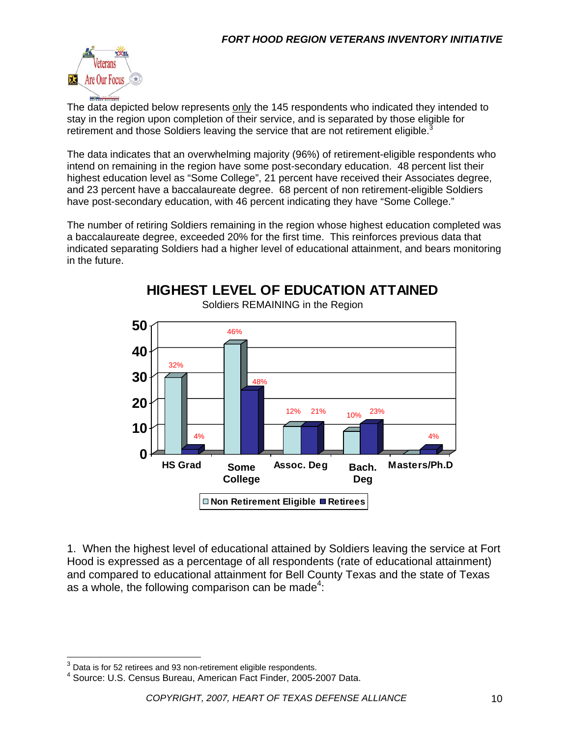The data depicted below represents only the 145 respondents who indicated they intended to stay in the region upon completion of their service, and is separated by those eligible for retirement and those Soldiers leaving the service that are not retirement eligible.[3]

The data indicates that an overwhelming majority (96%) of retirement-eligible respondents who intend on remaining in the region have some post-secondary education. 48 percent list their highest education level as "Some College", 21 percent have received their Associates degree, and 23 percent have a baccalaureate degree. 68 percent of non retirement-eligible Soldiers have post-secondary education, with 46 percent indicating they have "Some College."

The number of retiring Soldiers remaining in the region whose highest education completed was a baccalaureate degree, exceeded 20% for the first time. This reinforces previous data that indicated separating Soldiers had a higher level of educational attainment, and bears monitoring in the future.

**HIGHEST LEVEL OF EDUCATION ATTAINED**

Soldiers REMAINING in the Region

| | HS Grad | Some College | Assoc. Deg | Bach. Deg | Masters/Ph.D |
|---|---|---|---|---|---|
| Non Retirement Eligible | 32% | 46% | 12% | 10% | |
| Retirees | 4% | 48% | 21% | 23% | 4% |

1. When the highest level of educational attained by Soldiers leaving the service at Fort Hood is expressed as a percentage of all respondents (rate of educational attainment) and compared to educational attainment for Bell County Texas and the state of Texas as a whole, the following comparison can be made[4]:

---

[3] Data is for 52 retirees and 93 non-retirement eligible respondents.

[4] Source: U.S. Census Bureau, American Fact Finder, 2005-2007 Data.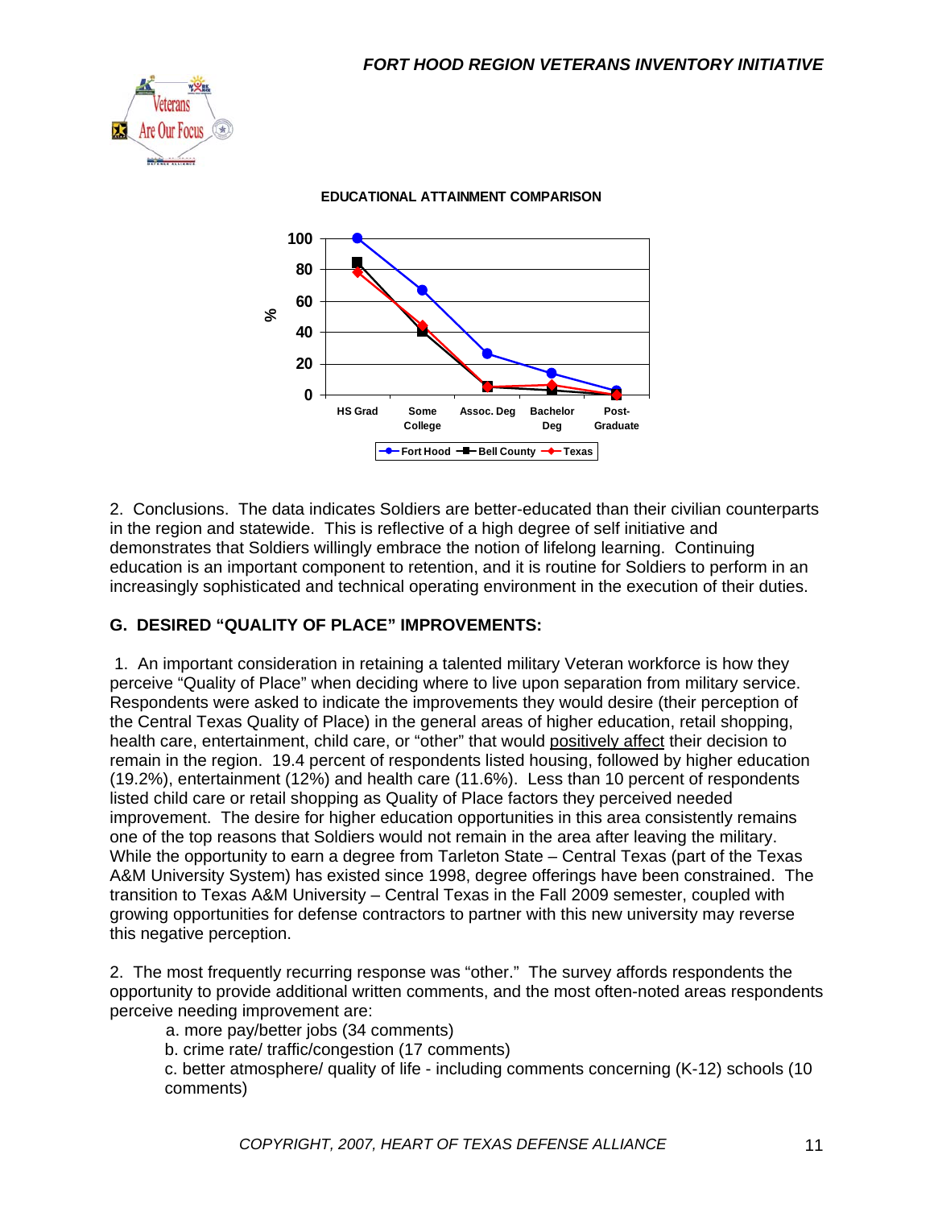**EDUCATIONAL ATTAINMENT COMPARISON**

2. Conclusions. The data indicates Soldiers are better-educated than their civilian counterparts in the region and statewide. This is reflective of a high degree of self initiative and demonstrates that Soldiers willingly embrace the notion of lifelong learning. Continuing education is an important component to retention, and it is routine for Soldiers to perform in an increasingly sophisticated and technical operating environment in the execution of their duties.

## G. DESIRED "QUALITY OF PLACE" IMPROVEMENTS:

1. An important consideration in retaining a talented military Veteran workforce is how they perceive "Quality of Place" when deciding where to live upon separation from military service. Respondents were asked to indicate the improvements they would desire (their perception of the Central Texas Quality of Place) in the general areas of higher education, retail shopping, health care, entertainment, child care, or "other" that would positively affect their decision to remain in the region. 19.4 percent of respondents listed housing, followed by higher education (19.2%), entertainment (12%) and health care (11.6%). Less than 10 percent of respondents listed child care or retail shopping as Quality of Place factors they perceived needed improvement. The desire for higher education opportunities in this area consistently remains one of the top reasons that Soldiers would not remain in the area after leaving the military. While the opportunity to earn a degree from Tarleton State – Central Texas (part of the Texas A&M University System) has existed since 1998, degree offerings have been constrained. The transition to Texas A&M University – Central Texas in the Fall 2009 semester, coupled with growing opportunities for defense contractors to partner with this new university may reverse this negative perception.

2. The most frequently recurring response was "other." The survey affords respondents the opportunity to provide additional written comments, and the most often-noted areas respondents perceive needing improvement are:

a. more pay/better jobs (34 comments)
b. crime rate/ traffic/congestion (17 comments)
c. better atmosphere/ quality of life - including comments concerning (K-12) schools (10 comments)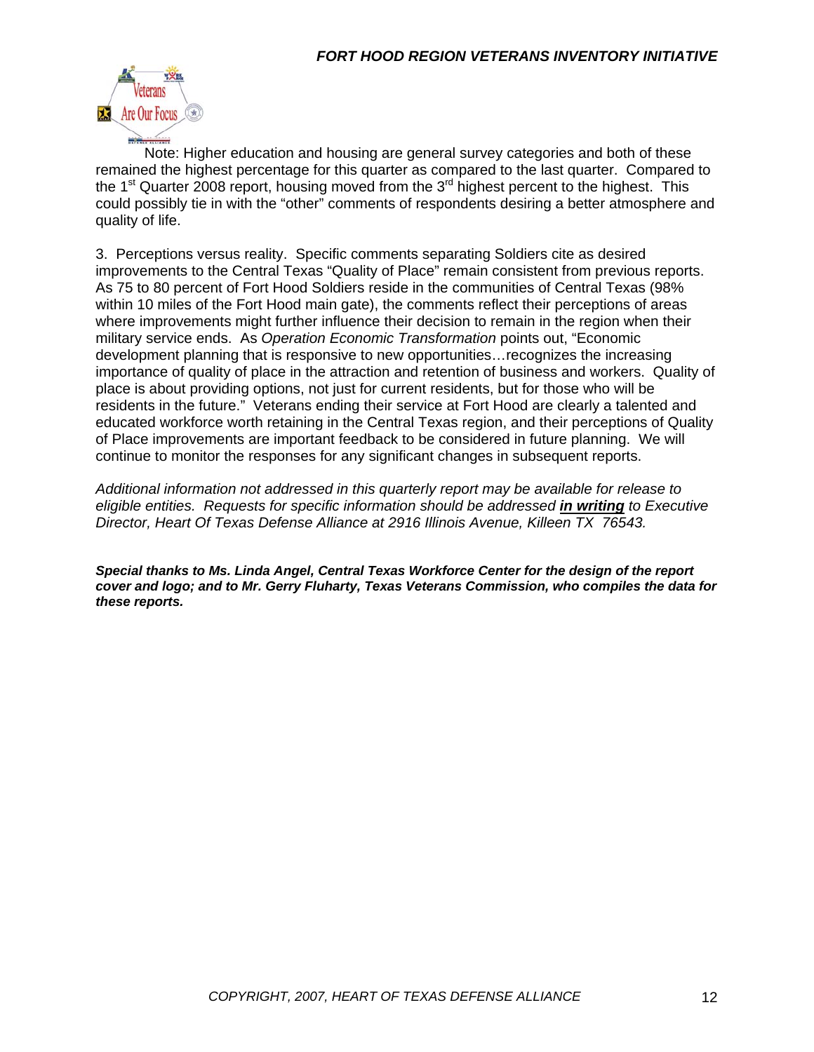Note: Higher education and housing are general survey categories and both of these remained the highest percentage for this quarter as compared to the last quarter. Compared to the 1st Quarter 2008 report, housing moved from the 3rd highest percent to the highest. This could possibly tie in with the "other" comments of respondents desiring a better atmosphere and quality of life.

3. Perceptions versus reality. Specific comments separating Soldiers cite as desired improvements to the Central Texas "Quality of Place" remain consistent from previous reports. As 75 to 80 percent of Fort Hood Soldiers reside in the communities of Central Texas (98% within 10 miles of the Fort Hood main gate), the comments reflect their perceptions of areas where improvements might further influence their decision to remain in the region when their military service ends. As *Operation Economic Transformation* points out, "Economic development planning that is responsive to new opportunities…recognizes the increasing importance of quality of place in the attraction and retention of business and workers. Quality of place is about providing options, not just for current residents, but for those who will be residents in the future." Veterans ending their service at Fort Hood are clearly a talented and educated workforce worth retaining in the Central Texas region, and their perceptions of Quality of Place improvements are important feedback to be considered in future planning. We will continue to monitor the responses for any significant changes in subsequent reports.

*Additional information not addressed in this quarterly report may be available for release to eligible entities. Requests for specific information should be addressed **in writing** to Executive Director, Heart Of Texas Defense Alliance at 2916 Illinois Avenue, Killeen TX 76543.*

***Special thanks to Ms. Linda Angel, Central Texas Workforce Center for the design of the report cover and logo; and to Mr. Gerry Fluharty, Texas Veterans Commission, who compiles the data for these reports.***